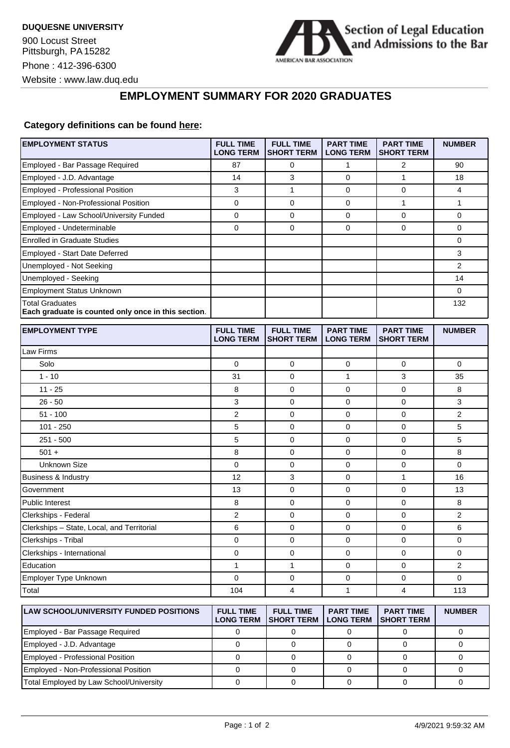**DUQUESNE UNIVERSITY**

900 Locust Street
Pittsburgh, PA 15282

Phone : 412-396-6300

Website : www.law.duq.edu

Section of Legal Education and Admissions to the Bar

AMERICAN BAR ASSOCIATION

## EMPLOYMENT SUMMARY FOR 2020 GRADUATES

**Category definitions can be found here:**

| EMPLOYMENT STATUS | FULL TIME LONG TERM | FULL TIME SHORT TERM | PART TIME LONG TERM | PART TIME SHORT TERM | NUMBER |
|---|---|---|---|---|---|
| Employed - Bar Passage Required | 87 | 0 | 1 | 2 | 90 |
| Employed - J.D. Advantage | 14 | 3 | 0 | 1 | 18 |
| Employed - Professional Position | 3 | 1 | 0 | 0 | 4 |
| Employed - Non-Professional Position | 0 | 0 | 0 | 1 | 1 |
| Employed - Law School/University Funded | 0 | 0 | 0 | 0 | 0 |
| Employed - Undeterminable | 0 | 0 | 0 | 0 | 0 |
| Enrolled in Graduate Studies | | | | | 0 |
| Employed - Start Date Deferred | | | | | 3 |
| Unemployed - Not Seeking | | | | | 2 |
| Unemployed - Seeking | | | | | 14 |
| Employment Status Unknown | | | | | 0 |
| Total Graduates **Each graduate is counted only once in this section**. | | | | | 132 |

| EMPLOYMENT TYPE | FULL TIME LONG TERM | FULL TIME SHORT TERM | PART TIME LONG TERM | PART TIME SHORT TERM | NUMBER |
|---|---|---|---|---|---|
| Law Firms | | | | | |
| Solo | 0 | 0 | 0 | 0 | 0 |
| 1 - 10 | 31 | 0 | 1 | 3 | 35 |
| 11 - 25 | 8 | 0 | 0 | 0 | 8 |
| 26 - 50 | 3 | 0 | 0 | 0 | 3 |
| 51 - 100 | 2 | 0 | 0 | 0 | 2 |
| 101 - 250 | 5 | 0 | 0 | 0 | 5 |
| 251 - 500 | 5 | 0 | 0 | 0 | 5 |
| 501 + | 8 | 0 | 0 | 0 | 8 |
| Unknown Size | 0 | 0 | 0 | 0 | 0 |
| Business & Industry | 12 | 3 | 0 | 1 | 16 |
| Government | 13 | 0 | 0 | 0 | 13 |
| Public Interest | 8 | 0 | 0 | 0 | 8 |
| Clerkships - Federal | 2 | 0 | 0 | 0 | 2 |
| Clerkships – State, Local, and Territorial | 6 | 0 | 0 | 0 | 6 |
| Clerkships - Tribal | 0 | 0 | 0 | 0 | 0 |
| Clerkships - International | 0 | 0 | 0 | 0 | 0 |
| Education | 1 | 1 | 0 | 0 | 2 |
| Employer Type Unknown | 0 | 0 | 0 | 0 | 0 |
| Total | 104 | 4 | 1 | 4 | 113 |

| LAW SCHOOL/UNIVERSITY FUNDED POSITIONS | FULL TIME LONG TERM | FULL TIME SHORT TERM | PART TIME LONG TERM | PART TIME SHORT TERM | NUMBER |
|---|---|---|---|---|---|
| Employed - Bar Passage Required | 0 | 0 | 0 | 0 | 0 |
| Employed - J.D. Advantage | 0 | 0 | 0 | 0 | 0 |
| Employed - Professional Position | 0 | 0 | 0 | 0 | 0 |
| Employed - Non-Professional Position | 0 | 0 | 0 | 0 | 0 |
| Total Employed by Law School/University | 0 | 0 | 0 | 0 | 0 |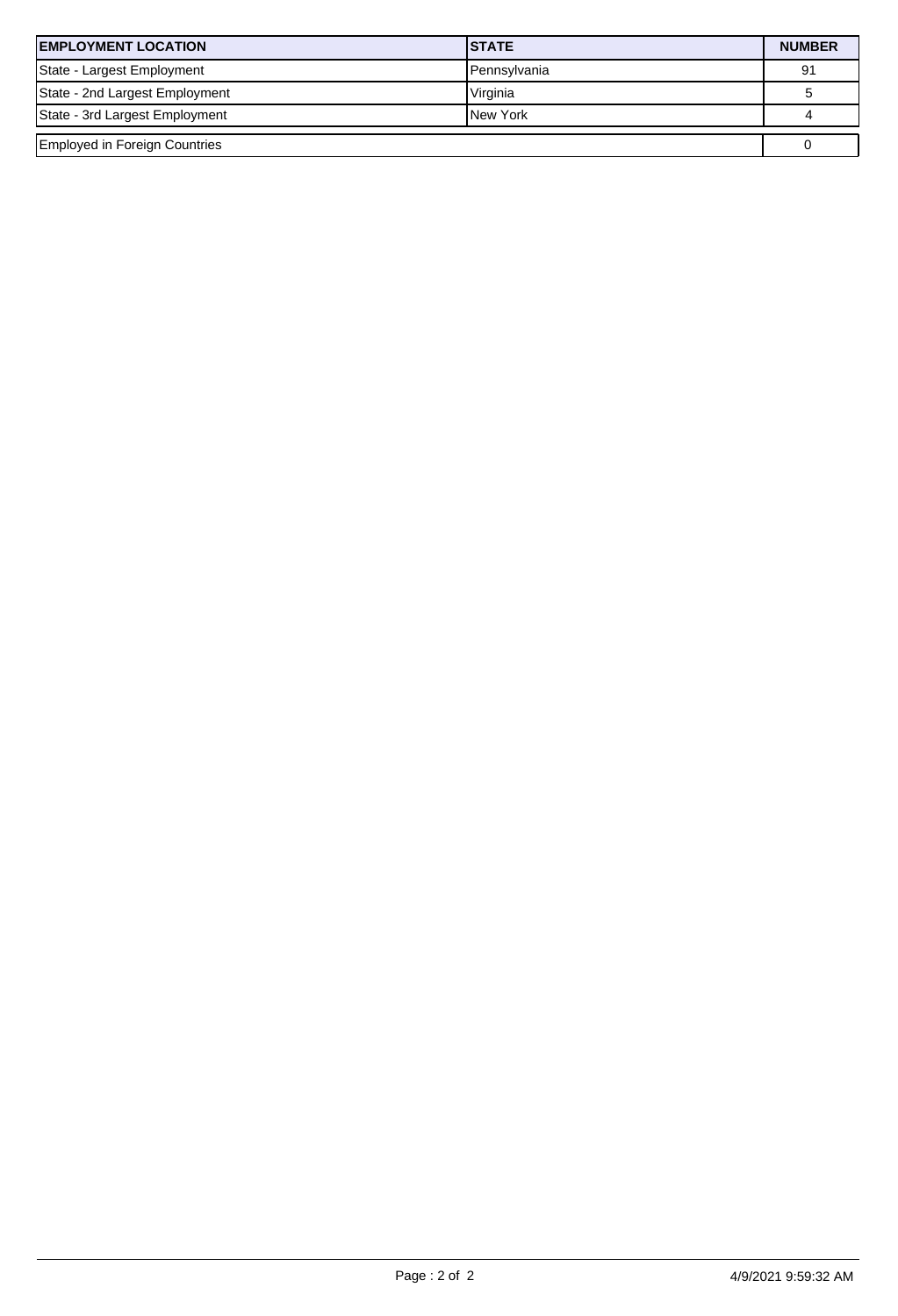| EMPLOYMENT LOCATION | STATE | NUMBER |
|---|---|---|
| State - Largest Employment | Pennsylvania | 91 |
| State - 2nd Largest Employment | Virginia | 5 |
| State - 3rd Largest Employment | New York | 4 |
| Employed in Foreign Countries | | 0 |